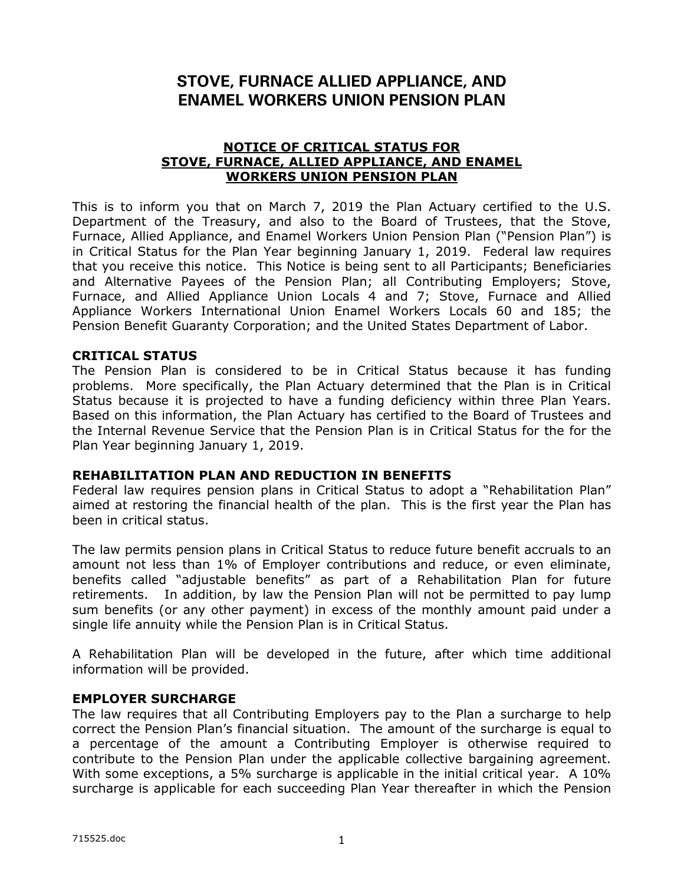# STOVE, FURNACE ALLIED APPLIANCE, AND ENAMEL WORKERS UNION PENSION PLAN

## NOTICE OF CRITICAL STATUS FOR STOVE, FURNACE, ALLIED APPLIANCE, AND ENAMEL WORKERS UNION PENSION PLAN

This is to inform you that on March 7, 2019 the Plan Actuary certified to the U.S. Department of the Treasury, and also to the Board of Trustees, that the Stove, Furnace, Allied Appliance, and Enamel Workers Union Pension Plan ("Pension Plan") is in Critical Status for the Plan Year beginning January 1, 2019. Federal law requires that you receive this notice. This Notice is being sent to all Participants; Beneficiaries and Alternative Payees of the Pension Plan; all Contributing Employers; Stove, Furnace, and Allied Appliance Union Locals 4 and 7; Stove, Furnace and Allied Appliance Workers International Union Enamel Workers Locals 60 and 185; the Pension Benefit Guaranty Corporation; and the United States Department of Labor.

### CRITICAL STATUS

The Pension Plan is considered to be in Critical Status because it has funding problems. More specifically, the Plan Actuary determined that the Plan is in Critical Status because it is projected to have a funding deficiency within three Plan Years. Based on this information, the Plan Actuary has certified to the Board of Trustees and the Internal Revenue Service that the Pension Plan is in Critical Status for the for the Plan Year beginning January 1, 2019.

### REHABILITATION PLAN AND REDUCTION IN BENEFITS

Federal law requires pension plans in Critical Status to adopt a "Rehabilitation Plan" aimed at restoring the financial health of the plan. This is the first year the Plan has been in critical status.

The law permits pension plans in Critical Status to reduce future benefit accruals to an amount not less than 1% of Employer contributions and reduce, or even eliminate, benefits called "adjustable benefits" as part of a Rehabilitation Plan for future retirements. In addition, by law the Pension Plan will not be permitted to pay lump sum benefits (or any other payment) in excess of the monthly amount paid under a single life annuity while the Pension Plan is in Critical Status.

A Rehabilitation Plan will be developed in the future, after which time additional information will be provided.

### EMPLOYER SURCHARGE

The law requires that all Contributing Employers pay to the Plan a surcharge to help correct the Pension Plan's financial situation. The amount of the surcharge is equal to a percentage of the amount a Contributing Employer is otherwise required to contribute to the Pension Plan under the applicable collective bargaining agreement. With some exceptions, a 5% surcharge is applicable in the initial critical year. A 10% surcharge is applicable for each succeeding Plan Year thereafter in which the Pension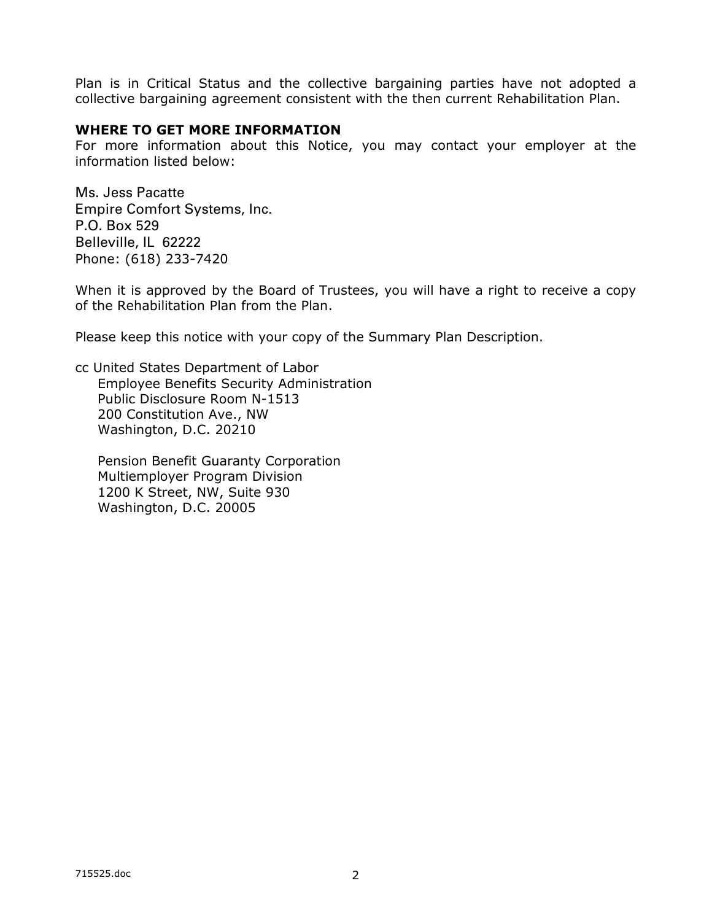Plan is in Critical Status and the collective bargaining parties have not adopted a collective bargaining agreement consistent with the then current Rehabilitation Plan.

**WHERE TO GET MORE INFORMATION**

For more information about this Notice, you may contact your employer at the information listed below:

Ms. Jess Pacatte
Empire Comfort Systems, Inc.
P.O. Box 529
Belleville, IL 62222
Phone: (618) 233-7420

When it is approved by the Board of Trustees, you will have a right to receive a copy of the Rehabilitation Plan from the Plan.

Please keep this notice with your copy of the Summary Plan Description.

cc United States Department of Labor
Employee Benefits Security Administration
Public Disclosure Room N-1513
200 Constitution Ave., NW
Washington, D.C. 20210

Pension Benefit Guaranty Corporation
Multiemployer Program Division
1200 K Street, NW, Suite 930
Washington, D.C. 20005

715525.doc